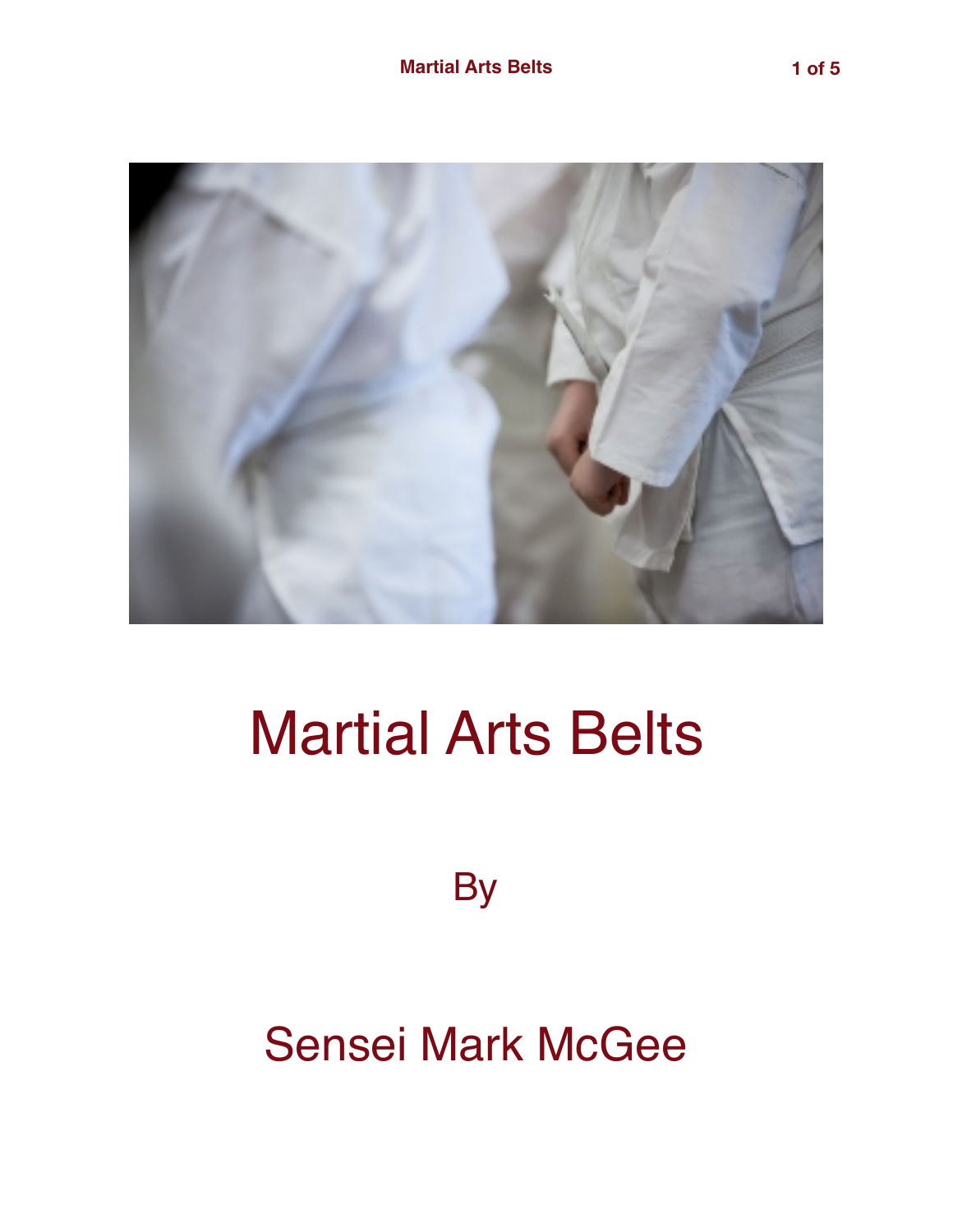# Martial Arts Belts

By

Sensei Mark McGee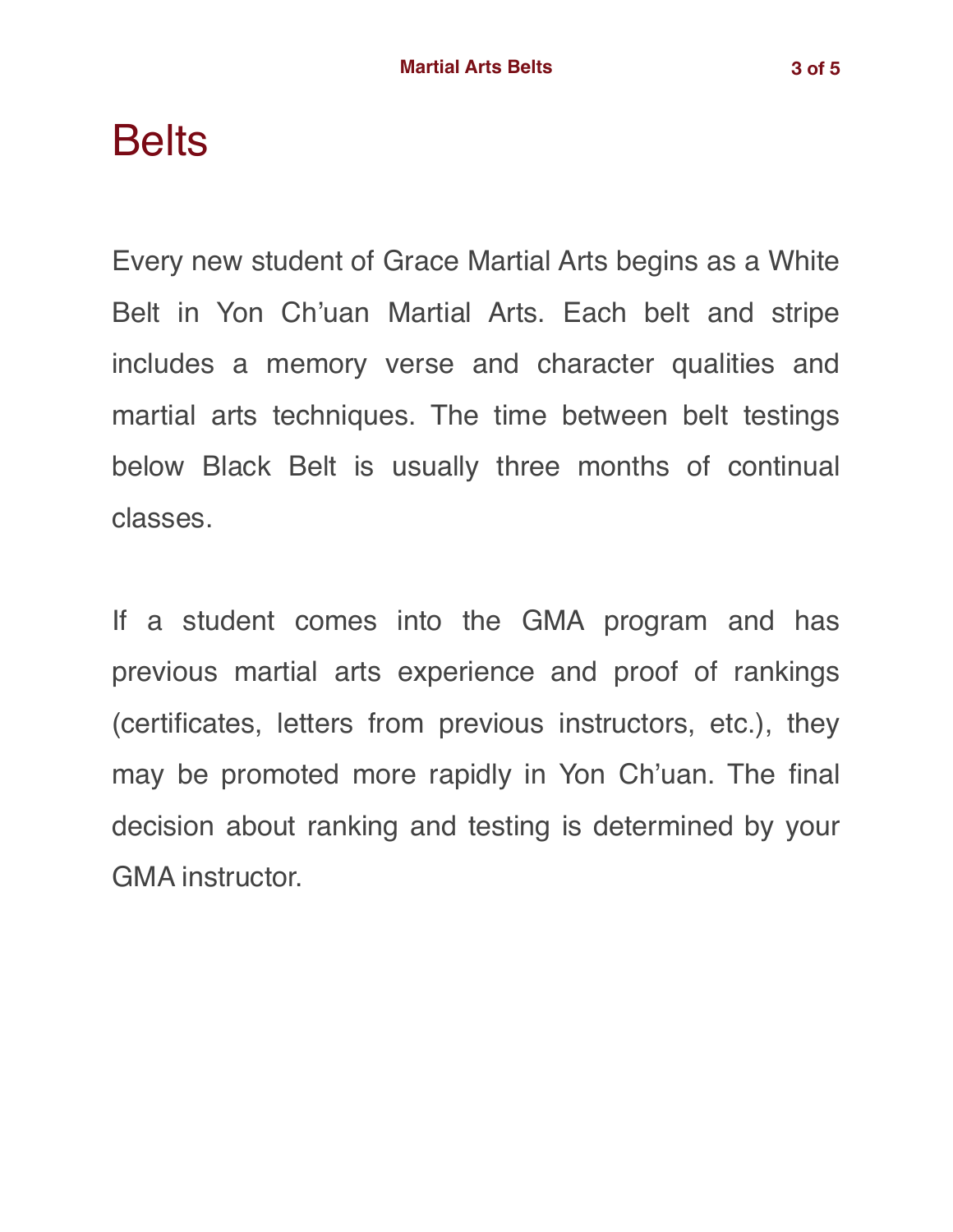# Belts

Every new student of Grace Martial Arts begins as a White Belt in Yon Ch'uan Martial Arts. Each belt and stripe includes a memory verse and character qualities and martial arts techniques. The time between belt testings below Black Belt is usually three months of continual classes.

If a student comes into the GMA program and has previous martial arts experience and proof of rankings (certificates, letters from previous instructors, etc.), they may be promoted more rapidly in Yon Ch'uan. The final decision about ranking and testing is determined by your GMA instructor.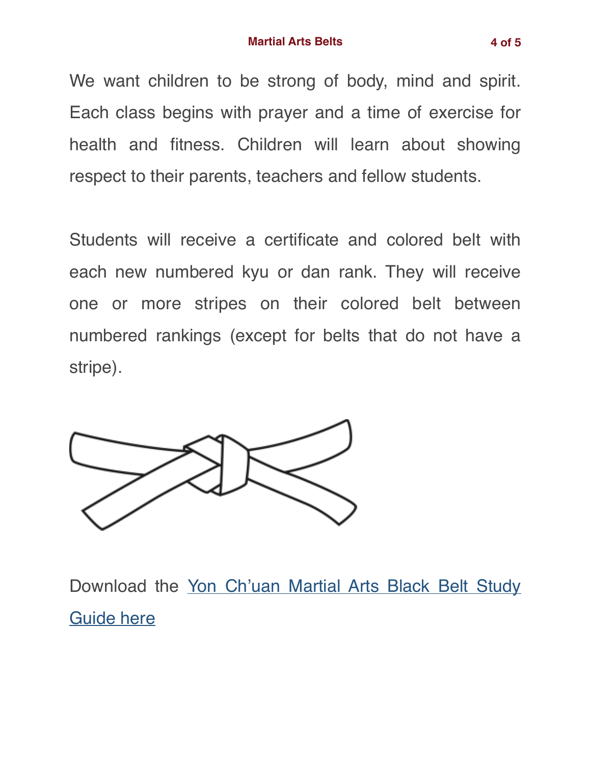We want children to be strong of body, mind and spirit. Each class begins with prayer and a time of exercise for health and fitness. Children will learn about showing respect to their parents, teachers and fellow students.

Students will receive a certificate and colored belt with each new numbered kyu or dan rank. They will receive one or more stripes on their colored belt between numbered rankings (except for belts that do not have a stripe).

Download the [Yon Ch'uan Martial Arts Black Belt Study Guide here]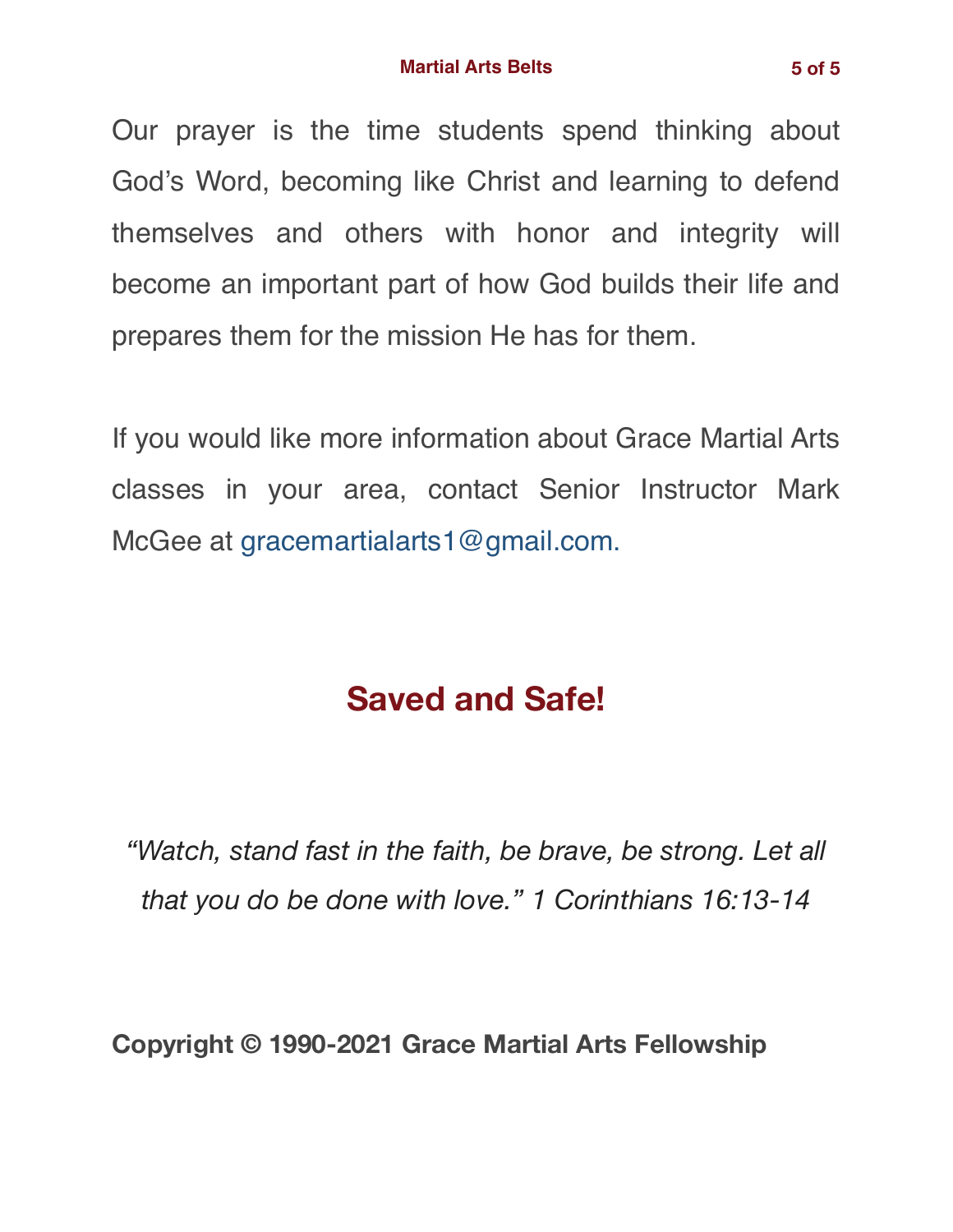Our prayer is the time students spend thinking about God's Word, becoming like Christ and learning to defend themselves and others with honor and integrity will become an important part of how God builds their life and prepares them for the mission He has for them.

If you would like more information about Grace Martial Arts classes in your area, contact Senior Instructor Mark McGee at gracemartialarts1@gmail.com.

## Saved and Safe!

*"Watch, stand fast in the faith, be brave, be strong. Let all that you do be done with love." 1 Corinthians 16:13-14*

**Copyright © 1990-2021 Grace Martial Arts Fellowship**